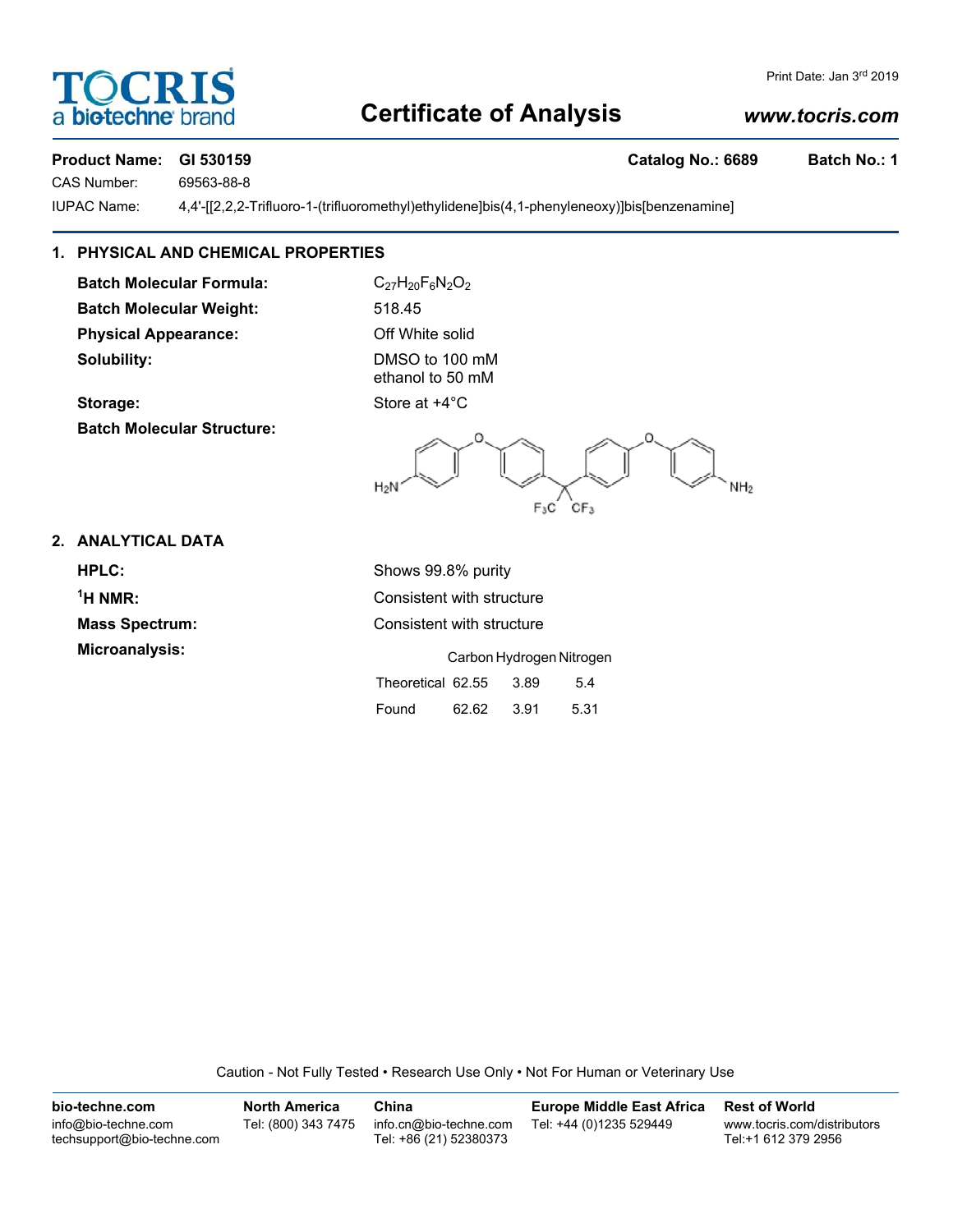# Certificate of Analysis

TOCRIS a biotechne brand

*www.tocris.com*

Print Date: Jan 3rd 2019

**Product Name:** **GI 530159** **Catalog No.: 6689** **Batch No.: 1**

CAS Number: 69563-88-8

IUPAC Name: 4,4'-[[2,2,2-Trifluoro-1-(trifluoromethyl)ethylidene]bis(4,1-phenyleneoxy)]bis[benzenamine]

## 1. PHYSICAL AND CHEMICAL PROPERTIES

**Batch Molecular Formula:** $C_{27}H_{20}F_6N_2O_2$

**Batch Molecular Weight:** 518.45

**Physical Appearance:** Off White solid

**Solubility:** DMSO to 100 mM
ethanol to 50 mM

**Storage:** Store at +4°C

**Batch Molecular Structure:**

## 2. ANALYTICAL DATA

**HPLC:** Shows 99.8% purity

**$^1$H NMR:** Consistent with structure

**Mass Spectrum:** Consistent with structure

**Microanalysis:**

| | Carbon | Hydrogen | Nitrogen |
|---|---|---|---|
| Theoretical | 62.55 | 3.89 | 5.4 |
| Found | 62.62 | 3.91 | 5.31 |

Caution - Not Fully Tested • Research Use Only • Not For Human or Veterinary Use

| bio-techne.com | North America | China | Europe Middle East Africa | Rest of World |
|---|---|---|---|---|
| info@bio-techne.com<br>techsupport@bio-techne.com | Tel: (800) 343 7475 | info.cn@bio-techne.com<br>Tel: +86 (21) 52380373 | Tel: +44 (0)1235 529449 | www.tocris.com/distributors<br>Tel:+1 612 379 2956 |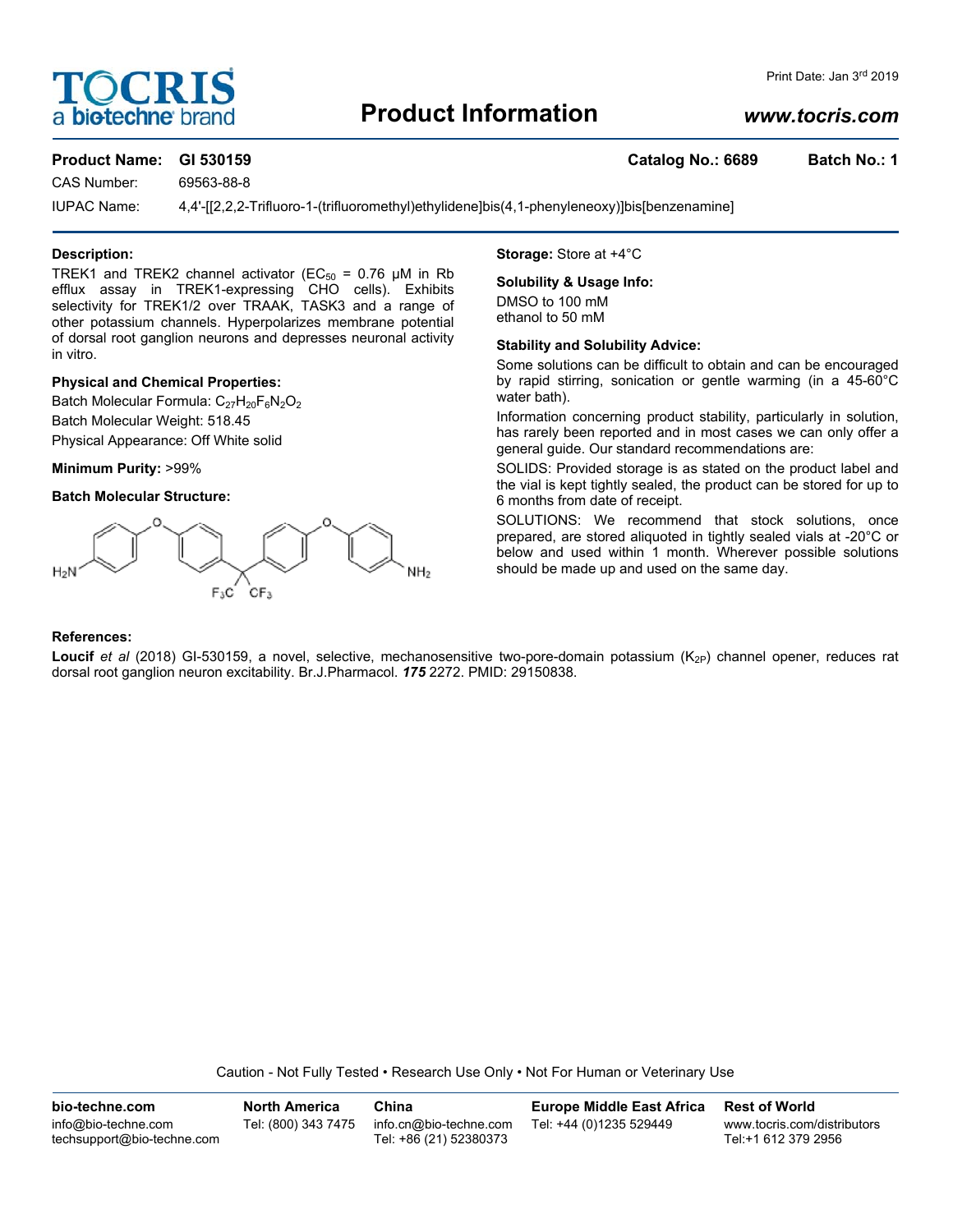# Product Information

**Product Name: GI 530159** **Catalog No.: 6689** **Batch No.: 1**

CAS Number: 69563-88-8

IUPAC Name: 4,4'-[[2,2,2-Trifluoro-1-(trifluoromethyl)ethylidene]bis(4,1-phenyleneoxy)]bis[benzenamine]

**Description:**

TREK1 and TREK2 channel activator ($EC_{50}$ = 0.76 μM in Rb efflux assay in TREK1-expressing CHO cells). Exhibits selectivity for TREK1/2 over TRAAK, TASK3 and a range of other potassium channels. Hyperpolarizes membrane potential of dorsal root ganglion neurons and depresses neuronal activity in vitro.

**Physical and Chemical Properties:**

Batch Molecular Formula: $C_{27}H_{20}F_6N_2O_2$

Batch Molecular Weight: 518.45

Physical Appearance: Off White solid

**Minimum Purity:** >99%

**Batch Molecular Structure:**

H2N
O
O
NH2
F3C CF3

**Storage:** Store at +4°C

**Solubility & Usage Info:**

DMSO to 100 mM
ethanol to 50 mM

**Stability and Solubility Advice:**

Some solutions can be difficult to obtain and can be encouraged by rapid stirring, sonication or gentle warming (in a 45-60°C water bath).

Information concerning product stability, particularly in solution, has rarely been reported and in most cases we can only offer a general guide. Our standard recommendations are:

SOLIDS: Provided storage is as stated on the product label and the vial is kept tightly sealed, the product can be stored for up to 6 months from date of receipt.

SOLUTIONS: We recommend that stock solutions, once prepared, are stored aliquoted in tightly sealed vials at -20°C or below and used within 1 month. Wherever possible solutions should be made up and used on the same day.

**References:**

**Loucif** *et al* (2018) GI-530159, a novel, selective, mechanosensitive two-pore-domain potassium ($K_{2P}$) channel opener, reduces rat dorsal root ganglion neuron excitability. Br.J.Pharmacol. ***175*** 2272. PMID: 29150838.

Caution - Not Fully Tested • Research Use Only • Not For Human or Veterinary Use

**bio-techne.com**
info@bio-techne.com
techsupport@bio-techne.com

**North America**
Tel: (800) 343 7475

**China**
info.cn@bio-techne.com
Tel: +86 (21) 52380373

**Europe Middle East Africa**
Tel: +44 (0)1235 529449

**Rest of World**
www.tocris.com/distributors
Tel:+1 612 379 2956